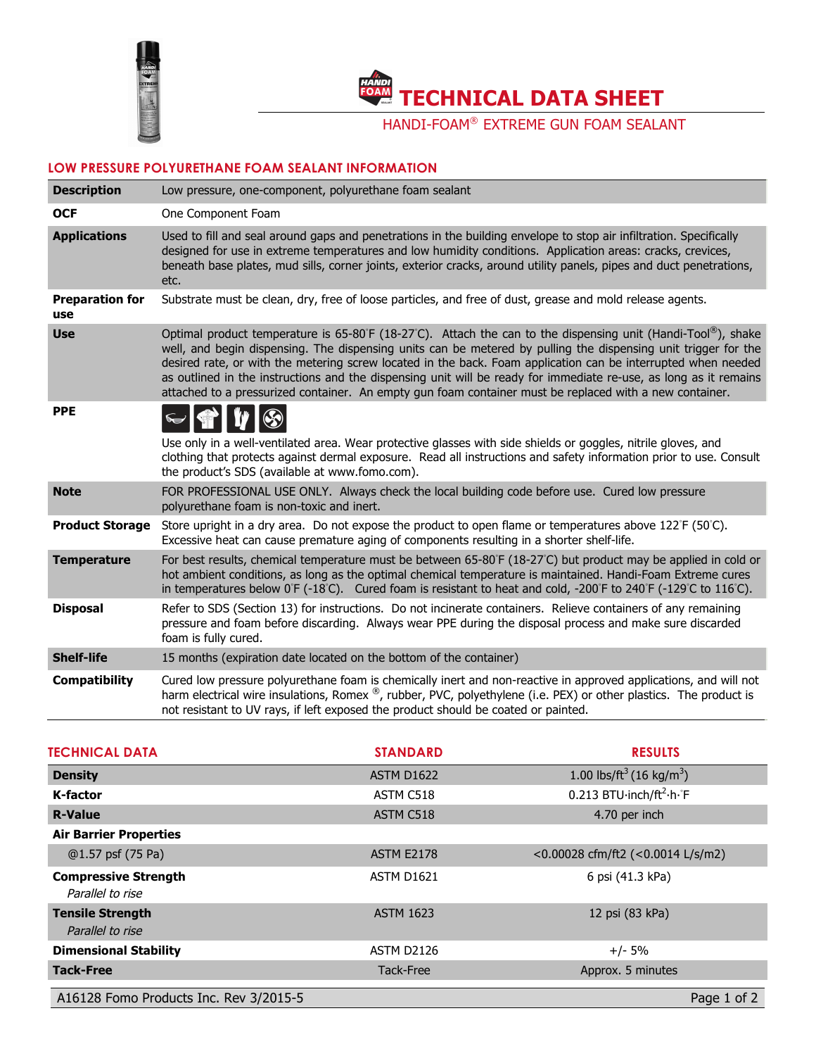# TECHNICAL DATA SHEET

## HANDI-FOAM® EXTREME GUN FOAM SEALANT

### LOW PRESSURE POLYURETHANE FOAM SEALANT INFORMATION

| | |
|---|---|
| **Description** | Low pressure, one-component, polyurethane foam sealant |
| **OCF** | One Component Foam |
| **Applications** | Used to fill and seal around gaps and penetrations in the building envelope to stop air infiltration. Specifically designed for use in extreme temperatures and low humidity conditions. Application areas: cracks, crevices, beneath base plates, mud sills, corner joints, exterior cracks, around utility panels, pipes and duct penetrations, etc. |
| **Preparation for use** | Substrate must be clean, dry, free of loose particles, and free of dust, grease and mold release agents. |
| **Use** | Optimal product temperature is 65-80°F (18-27°C). Attach the can to the dispensing unit (Handi-Tool®), shake well, and begin dispensing. The dispensing units can be metered by pulling the dispensing unit trigger for the desired rate, or with the metering screw located in the back. Foam application can be interrupted when needed as outlined in the instructions and the dispensing unit will be ready for immediate re-use, as long as it remains attached to a pressurized container. An empty gun foam container must be replaced with a new container. |
| **PPE** | Use only in a well-ventilated area. Wear protective glasses with side shields or goggles, nitrile gloves, and clothing that protects against dermal exposure. Read all instructions and safety information prior to use. Consult the product's SDS (available at www.fomo.com). |
| **Note** | FOR PROFESSIONAL USE ONLY. Always check the local building code before use. Cured low pressure polyurethane foam is non-toxic and inert. |
| **Product Storage** | Store upright in a dry area. Do not expose the product to open flame or temperatures above 122°F (50°C). Excessive heat can cause premature aging of components resulting in a shorter shelf-life. |
| **Temperature** | For best results, chemical temperature must be between 65-80°F (18-27°C) but product may be applied in cold or hot ambient conditions, as long as the optimal chemical temperature is maintained. Handi-Foam Extreme cures in temperatures below 0°F (-18°C). Cured foam is resistant to heat and cold, -200°F to 240°F (-129°C to 116°C). |
| **Disposal** | Refer to SDS (Section 13) for instructions. Do not incinerate containers. Relieve containers of any remaining pressure and foam before discarding. Always wear PPE during the disposal process and make sure discarded foam is fully cured. |
| **Shelf-life** | 15 months (expiration date located on the bottom of the container) |
| **Compatibility** | Cured low pressure polyurethane foam is chemically inert and non-reactive in approved applications, and will not harm electrical wire insulations, Romex ®, rubber, PVC, polyethylene (i.e. PEX) or other plastics. The product is not resistant to UV rays, if left exposed the product should be coated or painted. |

| TECHNICAL DATA | STANDARD | RESULTS |
|---|---|---|
| **Density** | ASTM D1622 | 1.00 lbs/ft$^3$ (16 kg/m$^3$) |
| **K-factor** | ASTM C518 | 0.213 BTU·inch/ft$^2$·h·°F |
| **R-Value** | ASTM C518 | 4.70 per inch |
| **Air Barrier Properties** | | |
| @1.57 psf (75 Pa) | ASTM E2178 | <0.00028 cfm/ft2 (<0.0014 L/s/m2) |
| **Compressive Strength** *Parallel to rise* | ASTM D1621 | 6 psi (41.3 kPa) |
| **Tensile Strength** *Parallel to rise* | ASTM 1623 | 12 psi (83 kPa) |
| **Dimensional Stability** | ASTM D2126 | +/- 5% |
| **Tack-Free** | Tack-Free | Approx. 5 minutes |

A16128 Fomo Products Inc. Rev 3/2015-5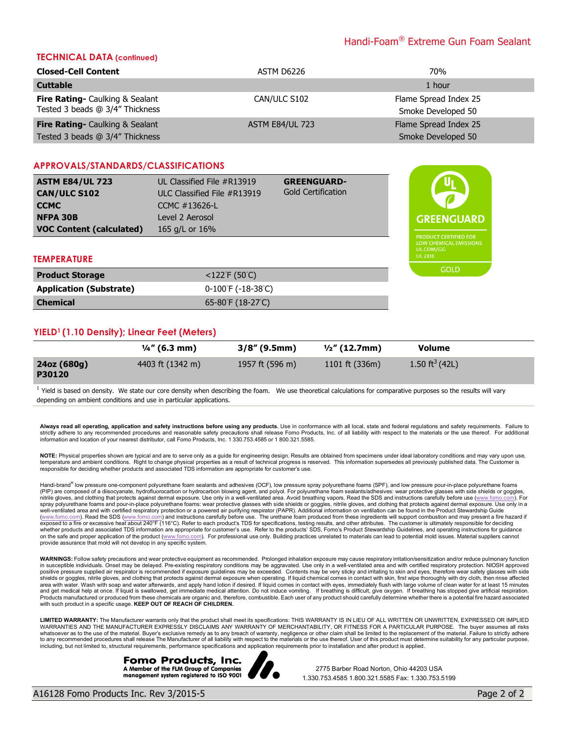## TECHNICAL DATA (continued)

| | | |
|---|---|---|
| **Closed-Cell Content** | ASTM D6226 | 70% |
| **Cuttable** | | 1 hour |
| **Fire Rating-** Caulking & Sealant Tested 3 beads @ 3/4" Thickness | CAN/ULC S102 | Flame Spread Index 25 Smoke Developed 50 |
| **Fire Rating-** Caulking & Sealant Tested 3 beads @ 3/4" Thickness | ASTM E84/UL 723 | Flame Spread Index 25 Smoke Developed 50 |

## APPROVALS/STANDARDS/CLASSIFICATIONS

| | | |
|---|---|---|
| **ASTM E84/UL 723** | UL Classified File #R13919 | **GREENGUARD-** Gold Certification |
| **CAN/ULC S102** | ULC Classified File #R13919 | |
| **CCMC** | CCMC #13626-L | |
| **NFPA 30B** | Level 2 Aerosol | |
| **VOC Content (calculated)** | 165 g/L or 16% | |

GREENGUARD
PRODUCT CERTIFIED FOR LOW CHEMICAL EMISSIONS
UL.COM/GG
UL 2818
GOLD

## TEMPERATURE

| | |
|---|---|
| **Product Storage** | <122˚F (50˚C) |
| **Application (Substrate)** | 0-100˚F (-18-38˚C) |
| **Chemical** | 65-80˚F (18-27˚C) |

## YIELD[1] (1.10 Density); Linear Feet (Meters)

| | ¼" (6.3 mm) | 3/8" (9.5mm) | ½" (12.7mm) | Volume |
|---|---|---|---|---|
| **24oz (680g) P30120** | 4403 ft (1342 m) | 1957 ft (596 m) | 1101 ft (336m) | 1.50 $ft^3$ (42L) |

[1] Yield is based on density. We state our core density when describing the foam. We use theoretical calculations for comparative purposes so the results will vary depending on ambient conditions and use in particular applications.

**Always read all operating, application and safety instructions before using any products.** Use in conformance with all local, state and federal regulations and safety requirements. Failure to strictly adhere to any recommended procedures and reasonable safety precautions shall release Fomo Products, Inc. of all liability with respect to the materials or the use thereof. For additional information and location of your nearest distributor, call Fomo Products, Inc. 1 330.753.4585 or 1 800.321.5585.

**NOTE:** Physical properties shown are typical and are to serve only as a guide for engineering design. Results are obtained from specimens under ideal laboratory conditions and may vary upon use, temperature and ambient conditions. Right to change physical properties as a result of technical progress is reserved. This information supersedes all previously published data. The Customer is responsible for deciding whether products and associated TDS information are appropriate for customer's use.

Handi-brand® low pressure one-component polyurethane foam sealants and adhesives (OCF), low pressure spray polyurethane foams (SPF), and low pressure pour-in-place polyurethane foams (PIP) are composed of a diisocyanate, hydrofluorocarbon or hydrocarbon blowing agent, and polyol. For polyurethane foam sealants/adhesives: wear protective glasses with side shields or goggles, nitrile gloves, and clothing that protects against dermal exposure. Use only in a well-ventilated area. Avoid breathing vapors. Read the SDS and instructions carefully before use (www.fomo.com). For spray polyurethane foams and pour-in-place polyurethane foams: wear protective glasses with side shields or goggles, nitrile gloves, and clothing that protects against dermal exposure. Use only in a well-ventilated area and with certified respiratory protection or a powered air purifying respirator (PAPR). Additional information on ventilation can be found in the Product Stewardship Guide (www.fomo.com). Read the SDS (www.fomo.com) and instructions carefully before use. The urethane foam produced from these ingredients will support combustion and may present a fire hazard if exposed to a fire or excessive heat about 240°F (116°C). Refer to each product's TDS for specifications, testing results, and other attributes. The customer is ultimately responsible for deciding whether products and associated TDS information are appropriate for customer's use. Refer to the products' SDS, Fomo's Product Stewardship Guidelines, and operating instructions for guidance on the safe and proper application of the product (www.fomo.com). For professional use only. Building practices unrelated to materials can lead to potential mold issues. Material suppliers cannot provide assurance that mold will not develop in any specific system.

**WARNINGS:** Follow safety precautions and wear protective equipment as recommended. Prolonged inhalation exposure may cause respiratory irritation/sensitization and/or reduce pulmonary function in susceptible individuals. Onset may be delayed. Pre-existing respiratory conditions may be aggravated. Use only in a well-ventilated area and with certified respiratory protection. NIOSH approved positive pressure supplied air respirator is recommended if exposure guidelines may be exceeded. Contents may be very sticky and irritating to skin and eyes, therefore wear safety glasses with side shields or goggles, nitrile gloves, and clothing that protects against dermal exposure when operating. If liquid chemical comes in contact with skin, first wipe thoroughly with dry cloth, then rinse affected area with water. Wash with soap and water afterwards, and apply hand lotion if desired. If liquid comes in contact with eyes, immediately flush with large volume of clean water for at least 15 minutes and get medical help at once. If liquid is swallowed, get immediate medical attention. Do not induce vomiting. If breathing is difficult, give oxygen. If breathing has stopped give artificial respiration. Products manufactured or produced from these chemicals are organic and, therefore, combustible. Each user of any product should carefully determine whether there is a potential fire hazard associated with such product in a specific usage. **KEEP OUT OF REACH OF CHILDREN.**

**LIMITED WARRANTY:** The Manufacturer warrants only that the product shall meet its specifications: THIS WARRANTY IS IN LIEU OF ALL WRITTEN OR UNWRITTEN, EXPRESSED OR IMPLIED WARRANTIES AND THE MANUFACTURER EXPRESSLY DISCLAIMS ANY WARRANTY OF MERCHANTABILITY, OR FITNESS FOR A PARTICULAR PURPOSE. The buyer assumes all risks whatsoever as to the use of the material. Buyer's exclusive remedy as to any breach of warranty, negligence or other claim shall be limited to the replacement of the material. Failure to strictly adhere to any recommended procedures shall release The Manufacturer of all liability with respect to the materials or the use thereof. User of this product must determine suitability for any particular purpose, including, but not limited to, structural requirements, performance specifications and application requirements prior to installation and after product is applied.

**Fomo Products, Inc.**
A Member of the FLM Group of Companies
management system registered to ISO 9001

2775 Barber Road Norton, Ohio 44203 USA
1.330.753.4585 1.800.321.5585 Fax: 1.330.753.5199

A16128 Fomo Products Inc. Rev 3/2015-5